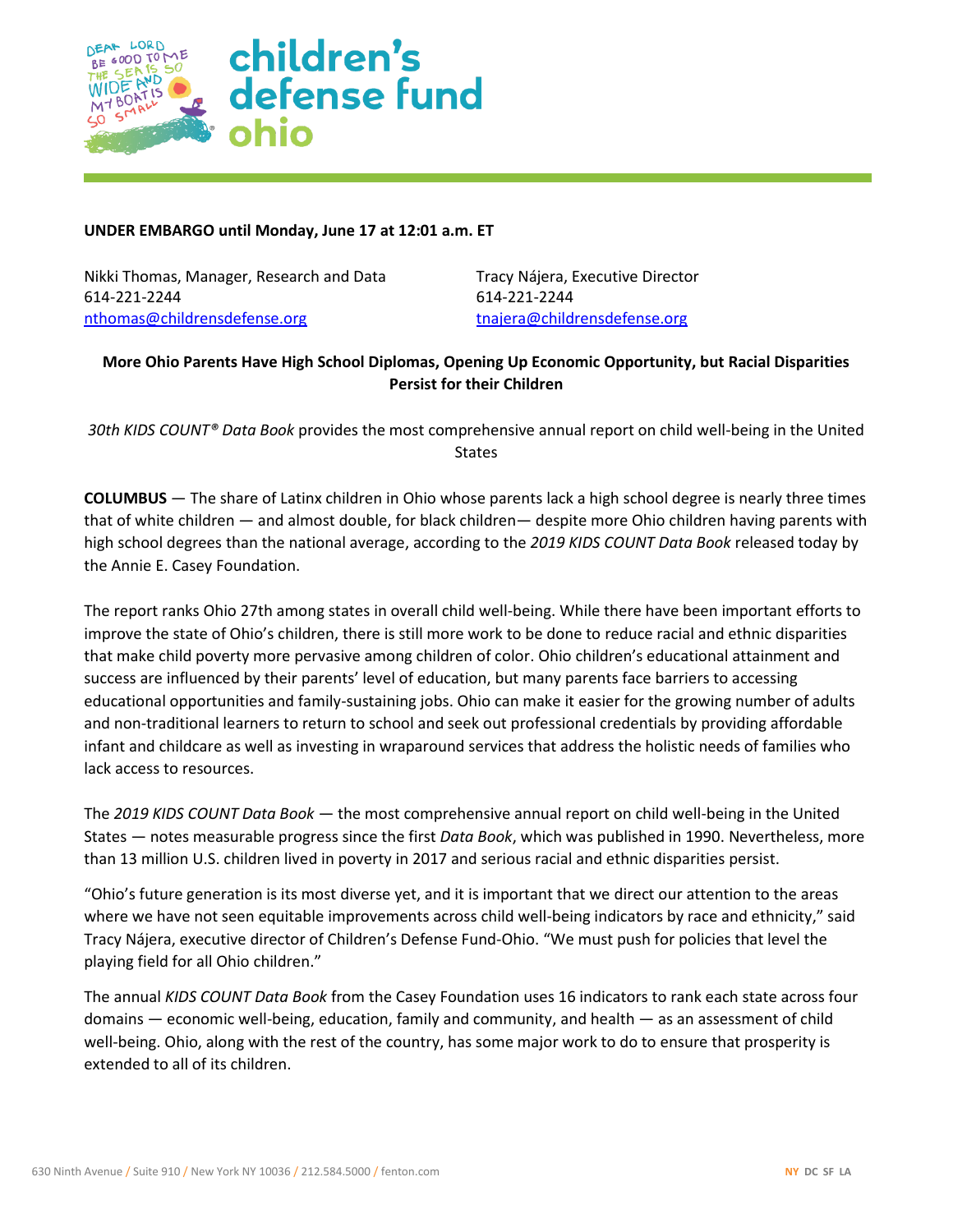**UNDER EMBARGO until Monday, June 17 at 12:01 a.m. ET**

Nikki Thomas, Manager, Research and Data
614-221-2244
nthomas@childrensdefense.org

Tracy Nájera, Executive Director
614-221-2244
tnajera@childrensdefense.org

**More Ohio Parents Have High School Diplomas, Opening Up Economic Opportunity, but Racial Disparities Persist for their Children**

*30th KIDS COUNT® Data Book* provides the most comprehensive annual report on child well-being in the United States

**COLUMBUS** — The share of Latinx children in Ohio whose parents lack a high school degree is nearly three times that of white children — and almost double, for black children— despite more Ohio children having parents with high school degrees than the national average, according to the *2019 KIDS COUNT Data Book* released today by the Annie E. Casey Foundation.

The report ranks Ohio 27th among states in overall child well-being. While there have been important efforts to improve the state of Ohio's children, there is still more work to be done to reduce racial and ethnic disparities that make child poverty more pervasive among children of color. Ohio children's educational attainment and success are influenced by their parents' level of education, but many parents face barriers to accessing educational opportunities and family-sustaining jobs. Ohio can make it easier for the growing number of adults and non-traditional learners to return to school and seek out professional credentials by providing affordable infant and childcare as well as investing in wraparound services that address the holistic needs of families who lack access to resources.

The *2019 KIDS COUNT Data Book* — the most comprehensive annual report on child well-being in the United States — notes measurable progress since the first *Data Book*, which was published in 1990. Nevertheless, more than 13 million U.S. children lived in poverty in 2017 and serious racial and ethnic disparities persist.

"Ohio's future generation is its most diverse yet, and it is important that we direct our attention to the areas where we have not seen equitable improvements across child well-being indicators by race and ethnicity," said Tracy Nájera, executive director of Children's Defense Fund-Ohio. "We must push for policies that level the playing field for all Ohio children."

The annual *KIDS COUNT Data Book* from the Casey Foundation uses 16 indicators to rank each state across four domains — economic well-being, education, family and community, and health — as an assessment of child well-being. Ohio, along with the rest of the country, has some major work to do to ensure that prosperity is extended to all of its children.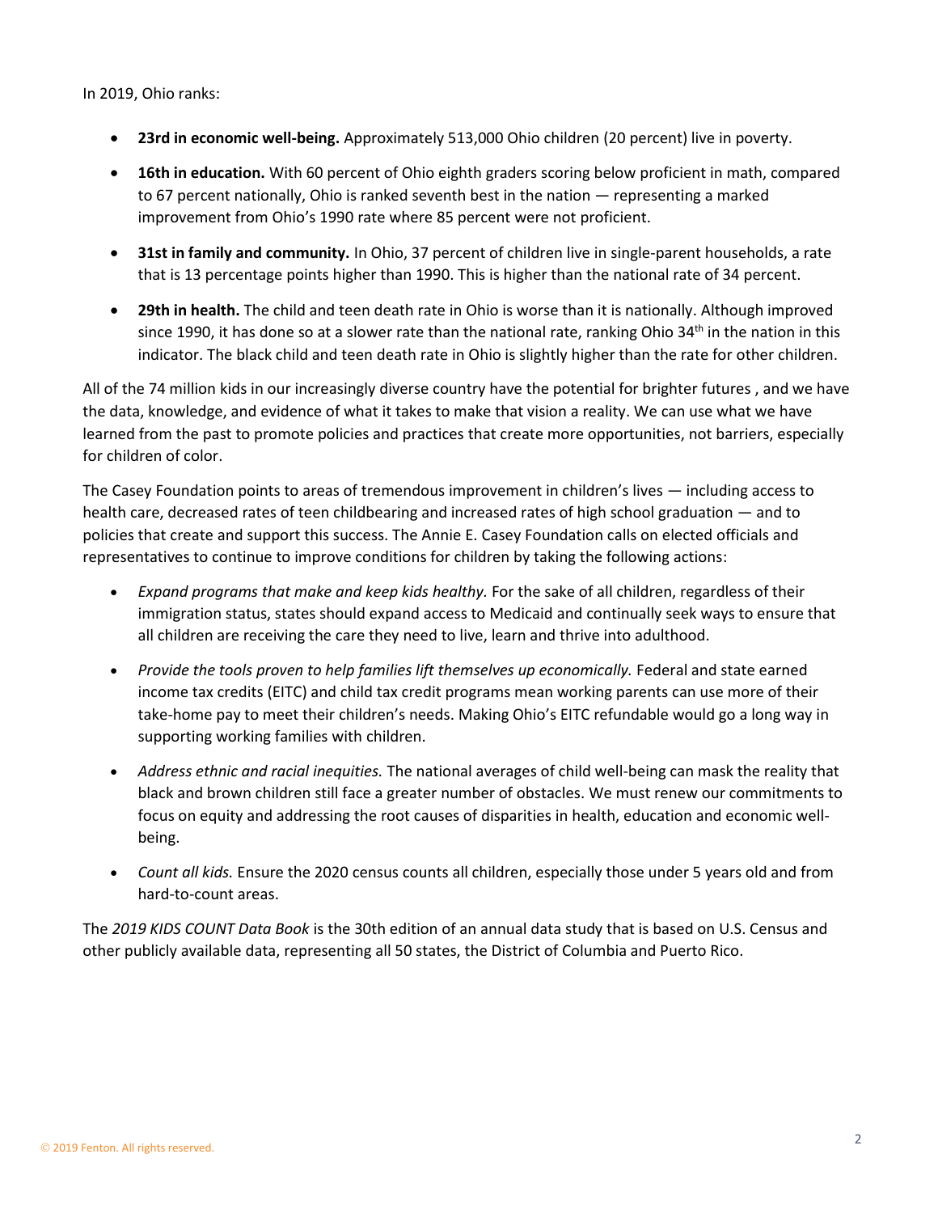In 2019, Ohio ranks:

- **23rd in economic well-being.** Approximately 513,000 Ohio children (20 percent) live in poverty.
- **16th in education.** With 60 percent of Ohio eighth graders scoring below proficient in math, compared to 67 percent nationally, Ohio is ranked seventh best in the nation — representing a marked improvement from Ohio's 1990 rate where 85 percent were not proficient.
- **31st in family and community.** In Ohio, 37 percent of children live in single-parent households, a rate that is 13 percentage points higher than 1990. This is higher than the national rate of 34 percent.
- **29th in health.** The child and teen death rate in Ohio is worse than it is nationally. Although improved since 1990, it has done so at a slower rate than the national rate, ranking Ohio 34th in the nation in this indicator. The black child and teen death rate in Ohio is slightly higher than the rate for other children.

All of the 74 million kids in our increasingly diverse country have the potential for brighter futures , and we have the data, knowledge, and evidence of what it takes to make that vision a reality. We can use what we have learned from the past to promote policies and practices that create more opportunities, not barriers, especially for children of color.

The Casey Foundation points to areas of tremendous improvement in children's lives — including access to health care, decreased rates of teen childbearing and increased rates of high school graduation — and to policies that create and support this success. The Annie E. Casey Foundation calls on elected officials and representatives to continue to improve conditions for children by taking the following actions:

- *Expand programs that make and keep kids healthy.* For the sake of all children, regardless of their immigration status, states should expand access to Medicaid and continually seek ways to ensure that all children are receiving the care they need to live, learn and thrive into adulthood.
- *Provide the tools proven to help families lift themselves up economically.* Federal and state earned income tax credits (EITC) and child tax credit programs mean working parents can use more of their take-home pay to meet their children's needs. Making Ohio's EITC refundable would go a long way in supporting working families with children.
- *Address ethnic and racial inequities.* The national averages of child well-being can mask the reality that black and brown children still face a greater number of obstacles. We must renew our commitments to focus on equity and addressing the root causes of disparities in health, education and economic well-being.
- *Count all kids.* Ensure the 2020 census counts all children, especially those under 5 years old and from hard-to-count areas.

The *2019 KIDS COUNT Data Book* is the 30th edition of an annual data study that is based on U.S. Census and other publicly available data, representing all 50 states, the District of Columbia and Puerto Rico.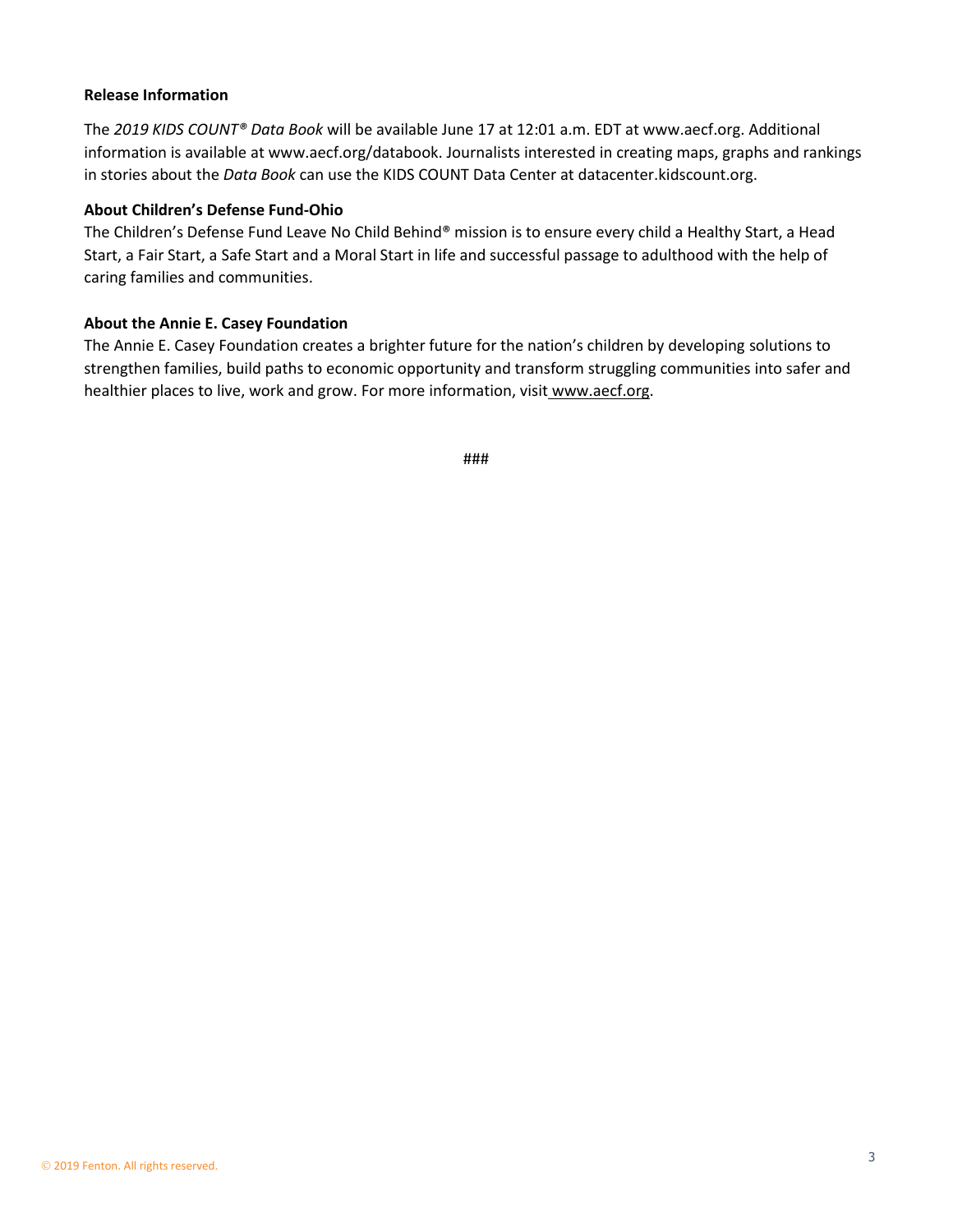**Release Information**

The *2019 KIDS COUNT® Data Book* will be available June 17 at 12:01 a.m. EDT at www.aecf.org. Additional information is available at www.aecf.org/databook. Journalists interested in creating maps, graphs and rankings in stories about the *Data Book* can use the KIDS COUNT Data Center at datacenter.kidscount.org.

**About Children's Defense Fund-Ohio**

The Children's Defense Fund Leave No Child Behind® mission is to ensure every child a Healthy Start, a Head Start, a Fair Start, a Safe Start and a Moral Start in life and successful passage to adulthood with the help of caring families and communities.

**About the Annie E. Casey Foundation**

The Annie E. Casey Foundation creates a brighter future for the nation's children by developing solutions to strengthen families, build paths to economic opportunity and transform struggling communities into safer and healthier places to live, work and grow. For more information, visit www.aecf.org.

###

© 2019 Fenton. All rights reserved.